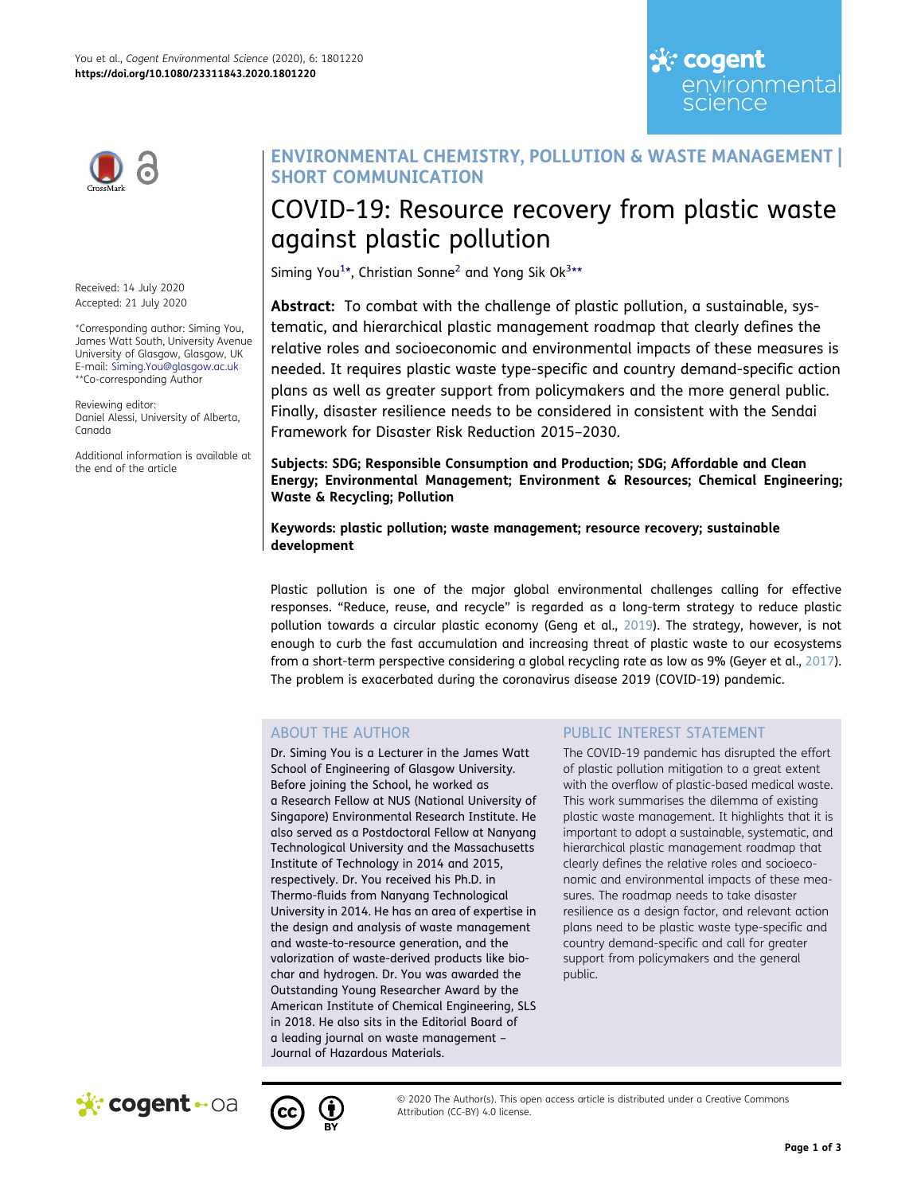ENVIRONMENTAL CHEMISTRY, POLLUTION & WASTE MANAGEMENT | SHORT COMMUNICATION

# COVID-19: Resource recovery from plastic waste against plastic pollution

Siming You[1]*, Christian Sonne[2] and Yong Sik Ok[3]**

Received: 14 July 2020
Accepted: 21 July 2020

*Corresponding author: Siming You, James Watt South, University Avenue University of Glasgow, Glasgow, UK
E-mail: Siming.You@glasgow.ac.uk
**Co-corresponding Author

Reviewing editor:
Daniel Alessi, University of Alberta, Canada

Additional information is available at the end of the article

**Abstract:** To combat with the challenge of plastic pollution, a sustainable, systematic, and hierarchical plastic management roadmap that clearly defines the relative roles and socioeconomic and environmental impacts of these measures is needed. It requires plastic waste type-specific and country demand-specific action plans as well as greater support from policymakers and the more general public. Finally, disaster resilience needs to be considered in consistent with the Sendai Framework for Disaster Risk Reduction 2015–2030.

**Subjects: SDG; Responsible Consumption and Production; SDG; Affordable and Clean Energy; Environmental Management; Environment & Resources; Chemical Engineering; Waste & Recycling; Pollution**

**Keywords: plastic pollution; waste management; resource recovery; sustainable development**

Plastic pollution is one of the major global environmental challenges calling for effective responses. "Reduce, reuse, and recycle" is regarded as a long-term strategy to reduce plastic pollution towards a circular plastic economy (Geng et al., 2019). The strategy, however, is not enough to curb the fast accumulation and increasing threat of plastic waste to our ecosystems from a short-term perspective considering a global recycling rate as low as 9% (Geyer et al., 2017). The problem is exacerbated during the coronavirus disease 2019 (COVID-19) pandemic.

## ABOUT THE AUTHOR

Dr. Siming You is a Lecturer in the James Watt School of Engineering of Glasgow University. Before joining the School, he worked as a Research Fellow at NUS (National University of Singapore) Environmental Research Institute. He also served as a Postdoctoral Fellow at Nanyang Technological University and the Massachusetts Institute of Technology in 2014 and 2015, respectively. Dr. You received his Ph.D. in Thermo-fluids from Nanyang Technological University in 2014. He has an area of expertise in the design and analysis of waste management and waste-to-resource generation, and the valorization of waste-derived products like biochar and hydrogen. Dr. You was awarded the Outstanding Young Researcher Award by the American Institute of Chemical Engineering, SLS in 2018. He also sits in the Editorial Board of a leading journal on waste management – Journal of Hazardous Materials.

## PUBLIC INTEREST STATEMENT

The COVID-19 pandemic has disrupted the effort of plastic pollution mitigation to a great extent with the overflow of plastic-based medical waste. This work summarises the dilemma of existing plastic waste management. It highlights that it is important to adopt a sustainable, systematic, and hierarchical plastic management roadmap that clearly defines the relative roles and socioeconomic and environmental impacts of these measures. The roadmap needs to take disaster resilience as a design factor, and relevant action plans need to be plastic waste type-specific and country demand-specific and call for greater support from policymakers and the general public.

© 2020 The Author(s). This open access article is distributed under a Creative Commons Attribution (CC-BY) 4.0 license.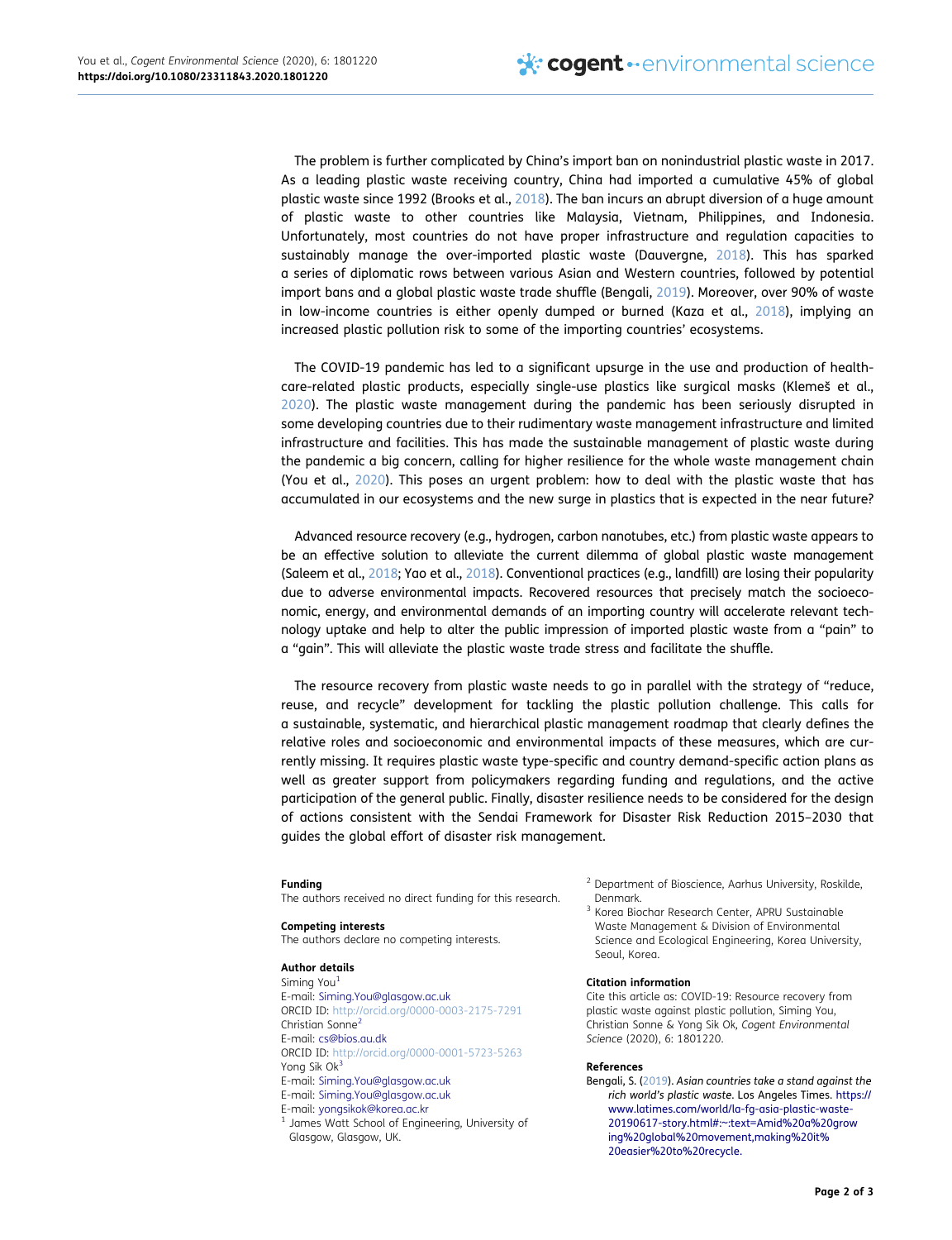The problem is further complicated by China's import ban on nonindustrial plastic waste in 2017. As a leading plastic waste receiving country, China had imported a cumulative 45% of global plastic waste since 1992 (Brooks et al., 2018). The ban incurs an abrupt diversion of a huge amount of plastic waste to other countries like Malaysia, Vietnam, Philippines, and Indonesia. Unfortunately, most countries do not have proper infrastructure and regulation capacities to sustainably manage the over-imported plastic waste (Dauvergne, 2018). This has sparked a series of diplomatic rows between various Asian and Western countries, followed by potential import bans and a global plastic waste trade shuffle (Bengali, 2019). Moreover, over 90% of waste in low-income countries is either openly dumped or burned (Kaza et al., 2018), implying an increased plastic pollution risk to some of the importing countries' ecosystems.

The COVID-19 pandemic has led to a significant upsurge in the use and production of health-care-related plastic products, especially single-use plastics like surgical masks (Klemeš et al., 2020). The plastic waste management during the pandemic has been seriously disrupted in some developing countries due to their rudimentary waste management infrastructure and limited infrastructure and facilities. This has made the sustainable management of plastic waste during the pandemic a big concern, calling for higher resilience for the whole waste management chain (You et al., 2020). This poses an urgent problem: how to deal with the plastic waste that has accumulated in our ecosystems and the new surge in plastics that is expected in the near future?

Advanced resource recovery (e.g., hydrogen, carbon nanotubes, etc.) from plastic waste appears to be an effective solution to alleviate the current dilemma of global plastic waste management (Saleem et al., 2018; Yao et al., 2018). Conventional practices (e.g., landfill) are losing their popularity due to adverse environmental impacts. Recovered resources that precisely match the socioeconomic, energy, and environmental demands of an importing country will accelerate relevant technology uptake and help to alter the public impression of imported plastic waste from a "pain" to a "gain". This will alleviate the plastic waste trade stress and facilitate the shuffle.

The resource recovery from plastic waste needs to go in parallel with the strategy of "reduce, reuse, and recycle" development for tackling the plastic pollution challenge. This calls for a sustainable, systematic, and hierarchical plastic management roadmap that clearly defines the relative roles and socioeconomic and environmental impacts of these measures, which are currently missing. It requires plastic waste type-specific and country demand-specific action plans as well as greater support from policymakers regarding funding and regulations, and the active participation of the general public. Finally, disaster resilience needs to be considered for the design of actions consistent with the Sendai Framework for Disaster Risk Reduction 2015–2030 that guides the global effort of disaster risk management.

**Funding**

The authors received no direct funding for this research.

**Competing interests**

The authors declare no competing interests.

**Author details**

Siming You[1]
E-mail: Siming.You@glasgow.ac.uk
ORCID ID: http://orcid.org/0000-0003-2175-7291
Christian Sonne[2]
E-mail: cs@bios.au.dk
ORCID ID: http://orcid.org/0000-0001-5723-5263
Yong Sik Ok[3]
E-mail: Siming.You@glasgow.ac.uk
E-mail: Siming.You@glasgow.ac.uk
E-mail: yongsikok@korea.ac.kr

[1] James Watt School of Engineering, University of Glasgow, Glasgow, UK.
[2] Department of Bioscience, Aarhus University, Roskilde, Denmark.
[3] Korea Biochar Research Center, APRU Sustainable Waste Management & Division of Environmental Science and Ecological Engineering, Korea University, Seoul, Korea.

**Citation information**

Cite this article as: COVID-19: Resource recovery from plastic waste against plastic pollution, Siming You, Christian Sonne & Yong Sik Ok, *Cogent Environmental Science* (2020), 6: 1801220.

**References**

Bengali, S. (2019). *Asian countries take a stand against the rich world's plastic waste*. Los Angeles Times. https://www.latimes.com/world/la-fg-asia-plastic-waste-20190617-story.html#:~:text=Amid%20a%20growing%20global%20movement,making%20it%20easier%20to%20recycle.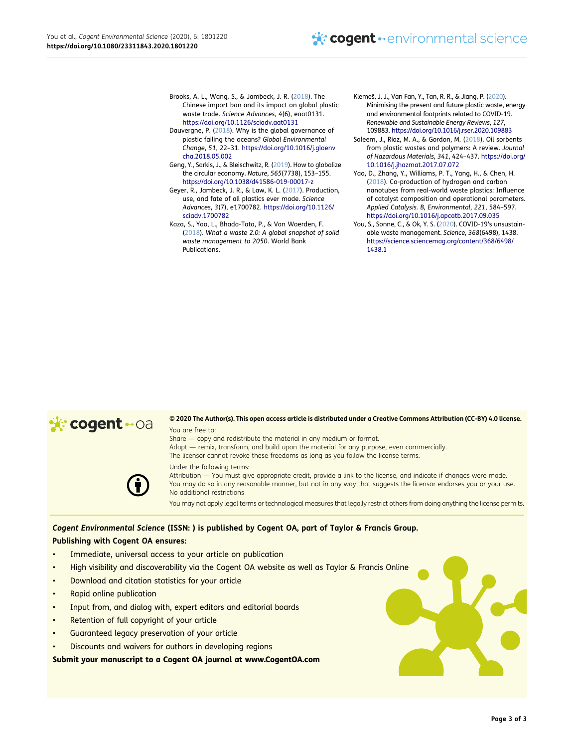Brooks, A. L., Wang, S., & Jambeck, J. R. (2018). The Chinese import ban and its impact on global plastic waste trade. *Science Advances*, 4(6), eaat0131. https://doi.org/10.1126/sciadv.aat0131

Dauvergne, P. (2018). Why is the global governance of plastic failing the oceans? *Global Environmental Change*, *51*, 22–31. https://doi.org/10.1016/j.gloenvcha.2018.05.002

Geng, Y., Sarkis, J., & Bleischwitz, R. (2019). How to globalize the circular economy. *Nature*, *565*(7738), 153–155. https://doi.org/10.1038/d41586-019-00017-z

Geyer, R., Jambeck, J. R., & Law, K. L. (2017). Production, use, and fate of all plastics ever made. *Science Advances*, *3*(7), e1700782. https://doi.org/10.1126/sciadv.1700782

Kaza, S., Yao, L., Bhada-Tata, P., & Van Woerden, F. (2018). *What a waste 2.0: A global snapshot of solid waste management to 2050*. World Bank Publications.

Klemeš, J. J., Van Fan, Y., Tan, R. R., & Jiang, P. (2020). Minimising the present and future plastic waste, energy and environmental footprints related to COVID-19. *Renewable and Sustainable Energy Reviews*, *127*, 109883. https://doi.org/10.1016/j.rser.2020.109883

Saleem, J., Riaz, M. A., & Gordon, M. (2018). Oil sorbents from plastic wastes and polymers: A review. *Journal of Hazardous Materials*, *341*, 424–437. https://doi.org/10.1016/j.jhazmat.2017.07.072

Yao, D., Zhang, Y., Williams, P. T., Yang, H., & Chen, H. (2018). Co-production of hydrogen and carbon nanotubes from real-world waste plastics: Influence of catalyst composition and operational parameters. *Applied Catalysis. B, Environmental*, *221*, 584–597. https://doi.org/10.1016/j.apcatb.2017.09.035

You, S., Sonne, C., & Ok, Y. S. (2020). COVID-19's unsustainable waste management. *Science*, *368*(6498), 1438. https://science.sciencemag.org/content/368/6498/1438.1

**© 2020 The Author(s). This open access article is distributed under a Creative Commons Attribution (CC-BY) 4.0 license.**

You are free to:
Share — copy and redistribute the material in any medium or format.
Adapt — remix, transform, and build upon the material for any purpose, even commercially.
The licensor cannot revoke these freedoms as long as you follow the license terms.

Under the following terms:
Attribution — You must give appropriate credit, provide a link to the license, and indicate if changes were made.
You may do so in any reasonable manner, but not in any way that suggests the licensor endorses you or your use.
No additional restrictions
You may not apply legal terms or technological measures that legally restrict others from doing anything the license permits.

***Cogent Environmental Science*** **(ISSN: ) is published by Cogent OA, part of Taylor & Francis Group.**

**Publishing with Cogent OA ensures:**

- Immediate, universal access to your article on publication
- High visibility and discoverability via the Cogent OA website as well as Taylor & Francis Online
- Download and citation statistics for your article
- Rapid online publication
- Input from, and dialog with, expert editors and editorial boards
- Retention of full copyright of your article
- Guaranteed legacy preservation of your article
- Discounts and waivers for authors in developing regions

**Submit your manuscript to a Cogent OA journal at www.CogentOA.com**